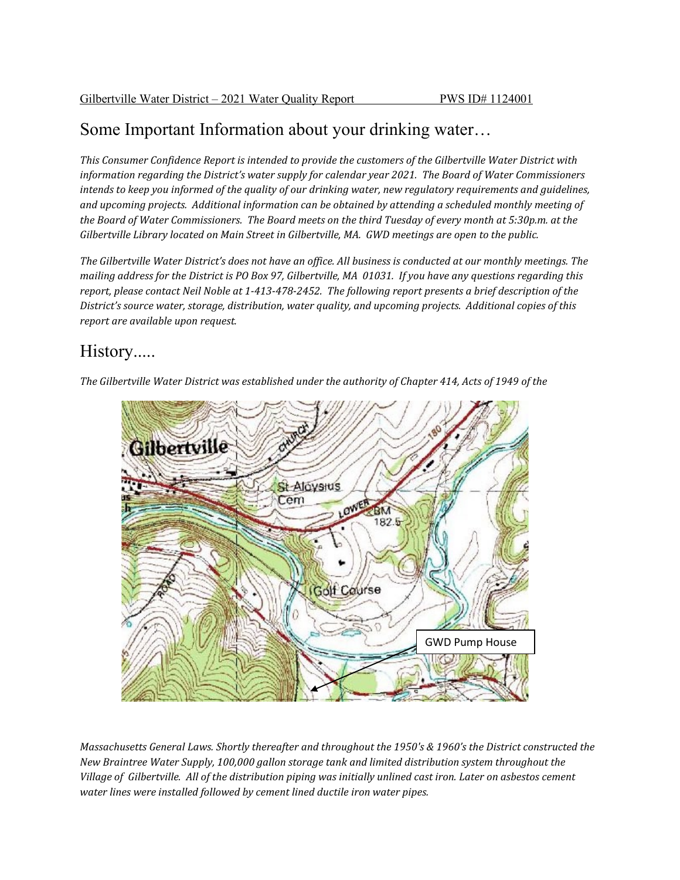Gilbertville Water District – 2021 Water Quality Report PWS ID# 1124001

# Some Important Information about your drinking water…

*This Consumer Confidence Report is intended to provide the customers of the Gilbertville Water District with information regarding the District's water supply for calendar year 2021. The Board of Water Commissioners intends to keep you informed of the quality of our drinking water, new regulatory requirements and guidelines, and upcoming projects. Additional information can be obtained by attending a scheduled monthly meeting of the Board of Water Commissioners. The Board meets on the third Tuesday of every month at 5:30p.m. at the Gilbertville Library located on Main Street in Gilbertville, MA. GWD meetings are open to the public.*

*The Gilbertville Water District's does not have an office. All business is conducted at our monthly meetings. The mailing address for the District is PO Box 97, Gilbertville, MA 01031. If you have any questions regarding this report, please contact Neil Noble at 1-413-478-2452. The following report presents a brief description of the District's source water, storage, distribution, water quality, and upcoming projects. Additional copies of this report are available upon request.*

# History.....

*The Gilbertville Water District was established under the authority of Chapter 414, Acts of 1949 of the Massachusetts General Laws. Shortly thereafter and throughout the 1950's & 1960's the District constructed the New Braintree Water Supply, 100,000 gallon storage tank and limited distribution system throughout the Village of Gilbertville. All of the distribution piping was initially unlined cast iron. Later on asbestos cement water lines were installed followed by cement lined ductile iron water pipes.*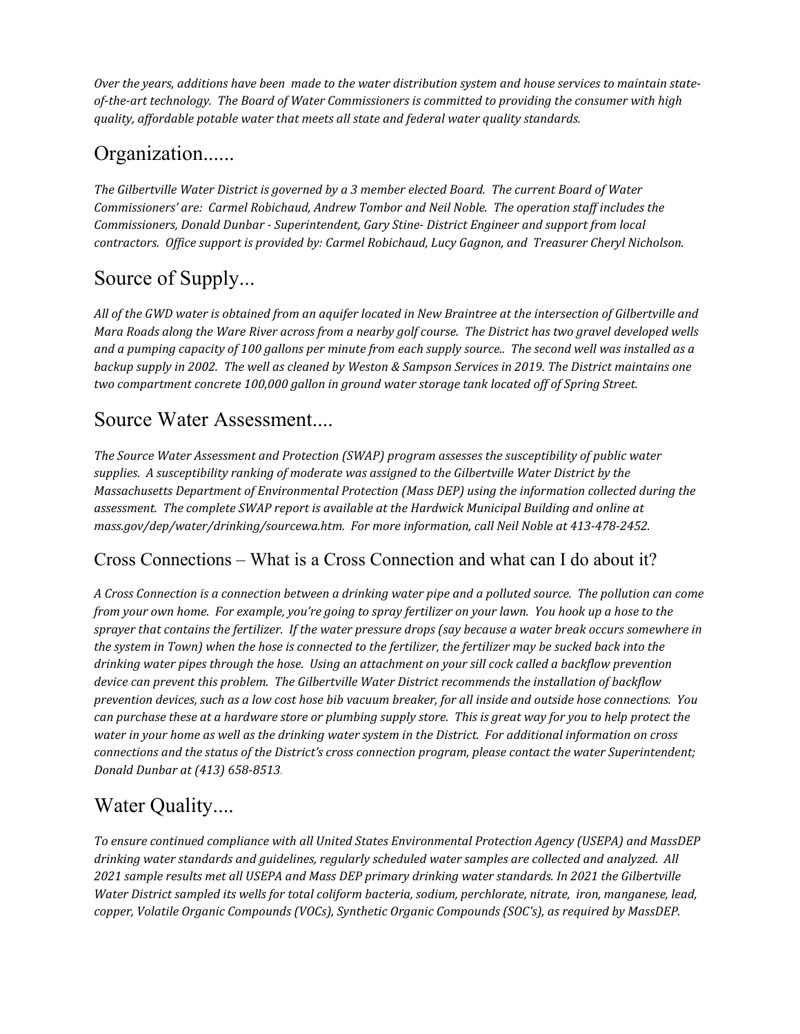*Over the years, additions have been made to the water distribution system and house services to maintain state-of-the-art technology. The Board of Water Commissioners is committed to providing the consumer with high quality, affordable potable water that meets all state and federal water quality standards.*

## Organization......

*The Gilbertville Water District is governed by a 3 member elected Board. The current Board of Water Commissioners' are: Carmel Robichaud, Andrew Tombor and Neil Noble. The operation staff includes the Commissioners, Donald Dunbar - Superintendent, Gary Stine- District Engineer and support from local contractors. Office support is provided by: Carmel Robichaud, Lucy Gagnon, and Treasurer Cheryl Nicholson.*

## Source of Supply...

*All of the GWD water is obtained from an aquifer located in New Braintree at the intersection of Gilbertville and Mara Roads along the Ware River across from a nearby golf course. The District has two gravel developed wells and a pumping capacity of 100 gallons per minute from each supply source.. The second well was installed as a backup supply in 2002. The well as cleaned by Weston & Sampson Services in 2019. The District maintains one two compartment concrete 100,000 gallon in ground water storage tank located off of Spring Street.*

## Source Water Assessment....

*The Source Water Assessment and Protection (SWAP) program assesses the susceptibility of public water supplies. A susceptibility ranking of moderate was assigned to the Gilbertville Water District by the Massachusetts Department of Environmental Protection (Mass DEP) using the information collected during the assessment. The complete SWAP report is available at the Hardwick Municipal Building and online at mass.gov/dep/water/drinking/sourcewa.htm. For more information, call Neil Noble at 413-478-2452.*

### Cross Connections – What is a Cross Connection and what can I do about it?

*A Cross Connection is a connection between a drinking water pipe and a polluted source. The pollution can come from your own home. For example, you're going to spray fertilizer on your lawn. You hook up a hose to the sprayer that contains the fertilizer. If the water pressure drops (say because a water break occurs somewhere in the system in Town) when the hose is connected to the fertilizer, the fertilizer may be sucked back into the drinking water pipes through the hose. Using an attachment on your sill cock called a backflow prevention device can prevent this problem. The Gilbertville Water District recommends the installation of backflow prevention devices, such as a low cost hose bib vacuum breaker, for all inside and outside hose connections. You can purchase these at a hardware store or plumbing supply store. This is great way for you to help protect the water in your home as well as the drinking water system in the District. For additional information on cross connections and the status of the District's cross connection program, please contact the water Superintendent; Donald Dunbar at (413) 658-8513.*

## Water Quality....

*To ensure continued compliance with all United States Environmental Protection Agency (USEPA) and MassDEP drinking water standards and guidelines, regularly scheduled water samples are collected and analyzed. All 2021 sample results met all USEPA and Mass DEP primary drinking water standards. In 2021 the Gilbertville Water District sampled its wells for total coliform bacteria, sodium, perchlorate, nitrate, iron, manganese, lead, copper, Volatile Organic Compounds (VOCs), Synthetic Organic Compounds (SOC's), as required by MassDEP.*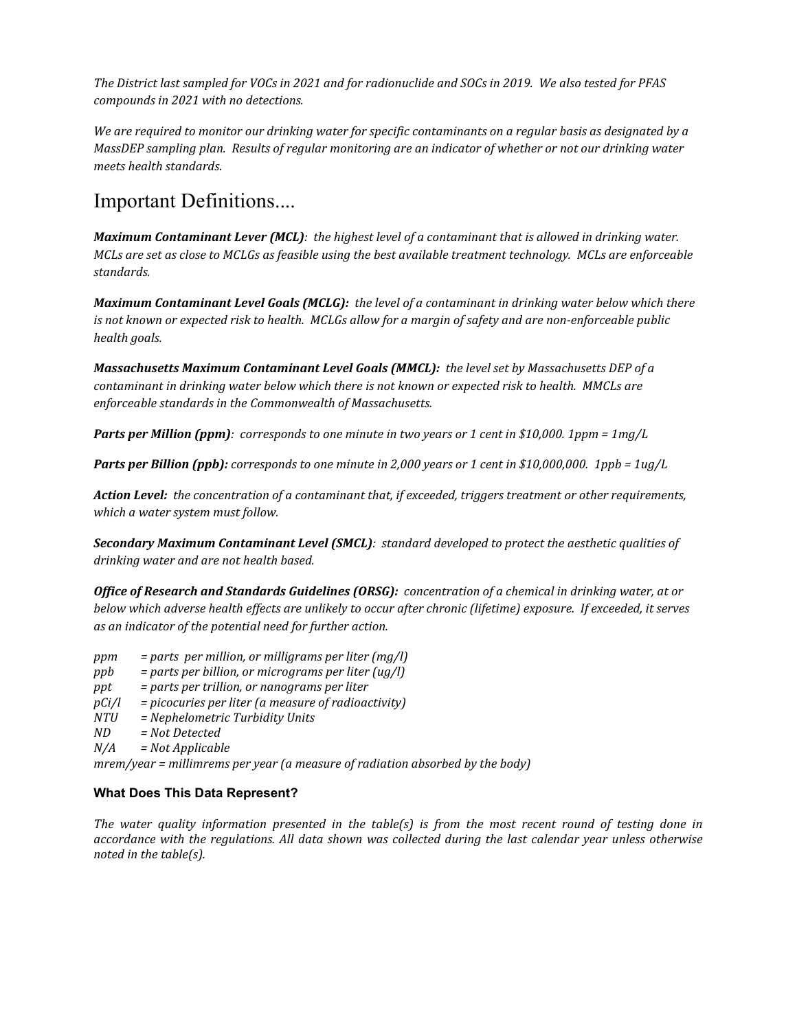*The District last sampled for VOCs in 2021 and for radionuclide and SOCs in 2019. We also tested for PFAS compounds in 2021 with no detections.*

*We are required to monitor our drinking water for specific contaminants on a regular basis as designated by a MassDEP sampling plan. Results of regular monitoring are an indicator of whether or not our drinking water meets health standards.*

# Important Definitions....

***Maximum Contaminant Lever (MCL)****: the highest level of a contaminant that is allowed in drinking water. MCLs are set as close to MCLGs as feasible using the best available treatment technology. MCLs are enforceable standards.*

***Maximum Contaminant Level Goals (MCLG):*** *the level of a contaminant in drinking water below which there is not known or expected risk to health. MCLGs allow for a margin of safety and are non-enforceable public health goals.*

***Massachusetts Maximum Contaminant Level Goals (MMCL):*** *the level set by Massachusetts DEP of a contaminant in drinking water below which there is not known or expected risk to health. MMCLs are enforceable standards in the Commonwealth of Massachusetts.*

***Parts per Million (ppm)****: corresponds to one minute in two years or 1 cent in $10,000. 1ppm = 1mg/L*

***Parts per Billion (ppb):*** *corresponds to one minute in 2,000 years or 1 cent in $10,000,000. 1ppb = 1ug/L*

***Action Level:*** *the concentration of a contaminant that, if exceeded, triggers treatment or other requirements, which a water system must follow.*

***Secondary Maximum Contaminant Level (SMCL)****: standard developed to protect the aesthetic qualities of drinking water and are not health based.*

***Office of Research and Standards Guidelines (ORSG):*** *concentration of a chemical in drinking water, at or below which adverse health effects are unlikely to occur after chronic (lifetime) exposure. If exceeded, it serves as an indicator of the potential need for further action.*

*ppm = parts per million, or milligrams per liter (mg/l)*
*ppb = parts per billion, or micrograms per liter (ug/l)*
*ppt = parts per trillion, or nanograms per liter*
*pCi/l = picocuries per liter (a measure of radioactivity)*
*NTU = Nephelometric Turbidity Units*
*ND = Not Detected*
*N/A = Not Applicable*
*mrem/year = millimrems per year (a measure of radiation absorbed by the body)*

### What Does This Data Represent?

*The water quality information presented in the table(s) is from the most recent round of testing done in accordance with the regulations. All data shown was collected during the last calendar year unless otherwise noted in the table(s).*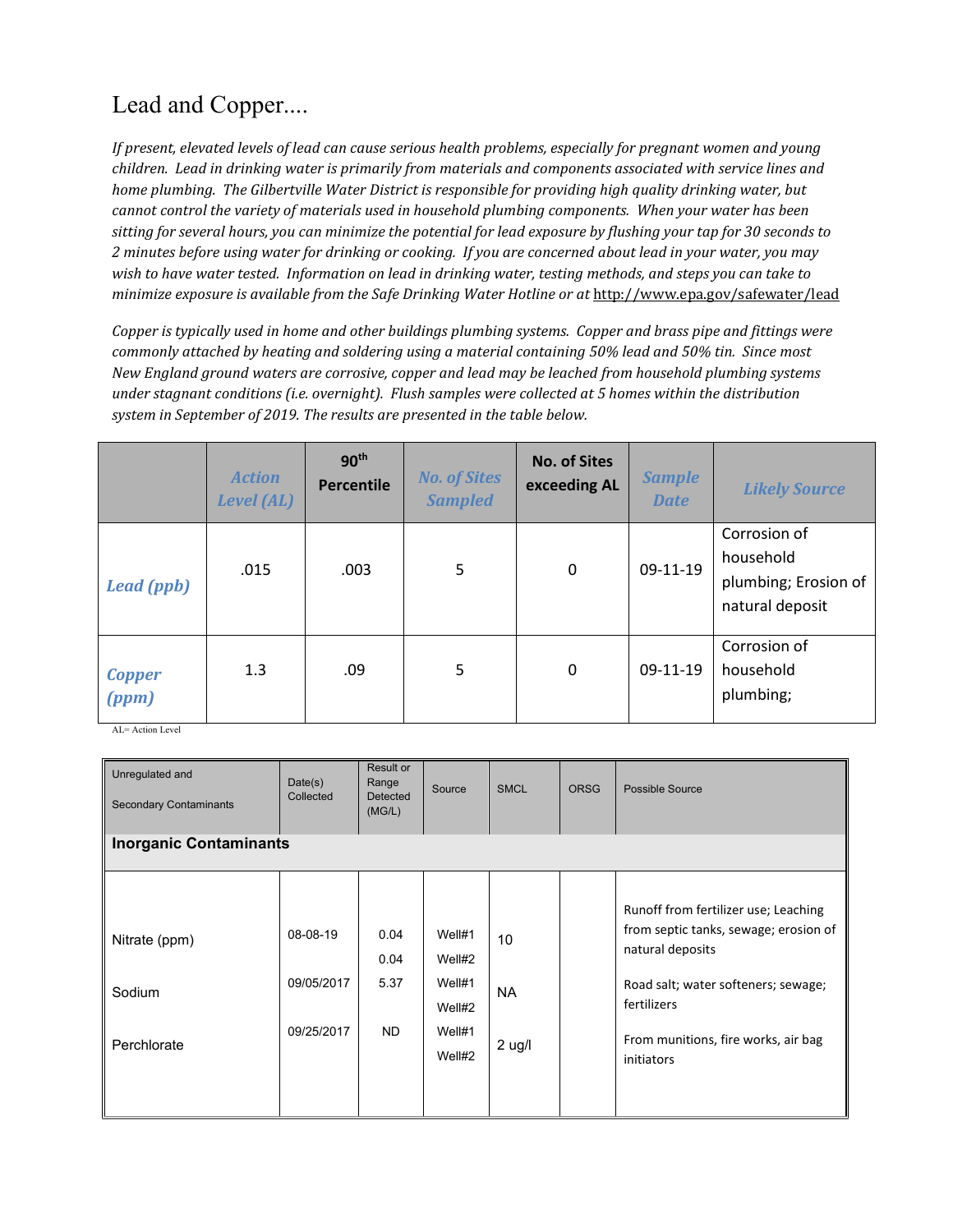# Lead and Copper....

*If present, elevated levels of lead can cause serious health problems, especially for pregnant women and young children. Lead in drinking water is primarily from materials and components associated with service lines and home plumbing. The Gilbertville Water District is responsible for providing high quality drinking water, but cannot control the variety of materials used in household plumbing components. When your water has been sitting for several hours, you can minimize the potential for lead exposure by flushing your tap for 30 seconds to 2 minutes before using water for drinking or cooking. If you are concerned about lead in your water, you may wish to have water tested. Information on lead in drinking water, testing methods, and steps you can take to minimize exposure is available from the Safe Drinking Water Hotline or at* http://www.epa.gov/safewater/lead

*Copper is typically used in home and other buildings plumbing systems. Copper and brass pipe and fittings were commonly attached by heating and soldering using a material containing 50% lead and 50% tin. Since most New England ground waters are corrosive, copper and lead may be leached from household plumbing systems under stagnant conditions (i.e. overnight). Flush samples were collected at 5 homes within the distribution system in September of 2019. The results are presented in the table below.*

| | *Action Level (AL)* | **90th Percentile** | *No. of Sites Sampled* | **No. of Sites exceeding AL** | *Sample Date* | *Likely Source* |
|---|---|---|---|---|---|---|
| *Lead (ppb)* | .015 | .003 | 5 | 0 | 09-11-19 | Corrosion of household plumbing; Erosion of natural deposit |
| *Copper (ppm)* | 1.3 | .09 | 5 | 0 | 09-11-19 | Corrosion of household plumbing; |

AL= Action Level

| Unregulated and Secondary Contaminants | Date(s) Collected | Result or Range Detected (MG/L) | Source | SMCL | ORSG | Possible Source |
|---|---|---|---|---|---|---|
| **Inorganic Contaminants** | | | | | | |
| Nitrate (ppm) | 08-08-19 | 0.04<br>0.04 | Well#1<br>Well#2 | 10 | | Runoff from fertilizer use; Leaching from septic tanks, sewage; erosion of natural deposits |
| Sodium | 09/05/2017 | 5.37 | Well#1<br>Well#2 | NA | | Road salt; water softeners; sewage; fertilizers |
| Perchlorate | 09/25/2017 | ND | Well#1<br>Well#2 | 2 ug/l | | From munitions, fire works, air bag initiators |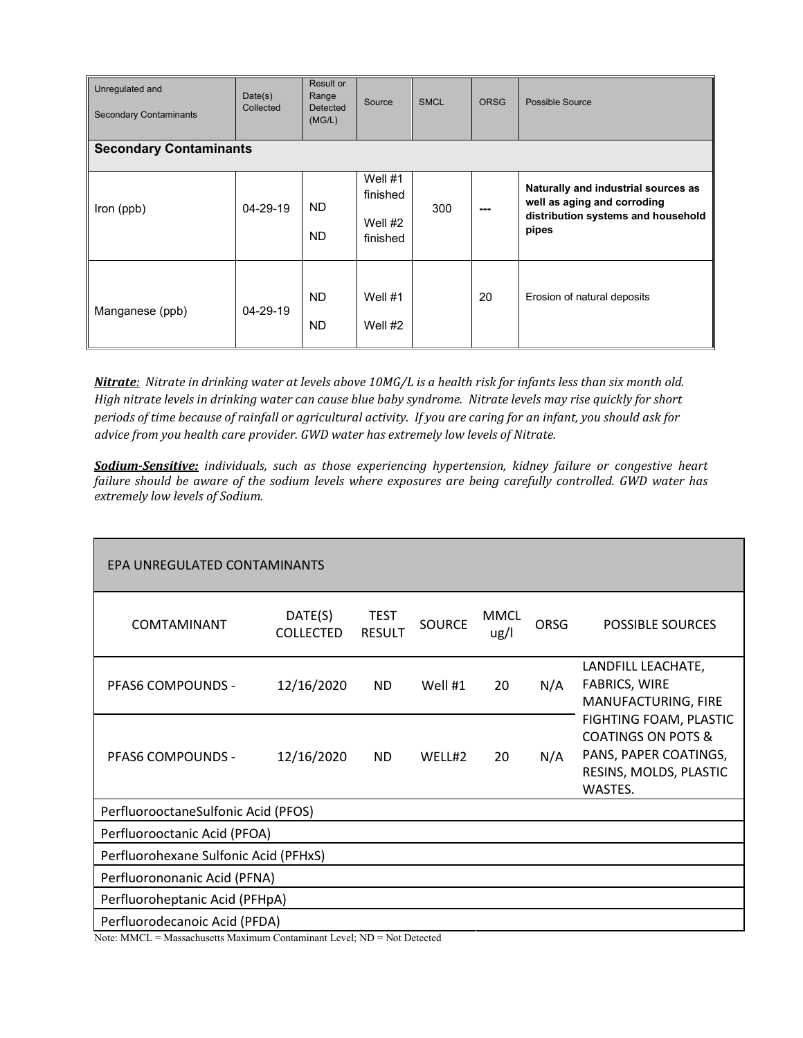| Unregulated and Secondary Contaminants | Date(s) Collected | Result or Range Detected (MG/L) | Source | SMCL | ORSG | Possible Source |
|---|---|---|---|---|---|---|
| **Secondary Contaminants** | | | | | | |
| Iron (ppb) | 04-29-19 | ND<br>ND | Well #1 finished<br>Well #2 finished | 300 | --- | **Naturally and industrial sources as well as aging and corroding distribution systems and household pipes** |
| Manganese (ppb) | 04-29-19 | ND<br>ND | Well #1<br>Well #2 | | 20 | Erosion of natural deposits |

***Nitrate****: Nitrate in drinking water at levels above 10MG/L is a health risk for infants less than six month old. High nitrate levels in drinking water can cause blue baby syndrome. Nitrate levels may rise quickly for short periods of time because of rainfall or agricultural activity. If you are caring for an infant, you should ask for advice from you health care provider. GWD water has extremely low levels of Nitrate.*

***Sodium-Sensitive:*** *individuals, such as those experiencing hypertension, kidney failure or congestive heart failure should be aware of the sodium levels where exposures are being carefully controlled. GWD water has extremely low levels of Sodium.*

| EPA UNREGULATED CONTAMINANTS | | | | | | |
|---|---|---|---|---|---|---|
| COMTAMINANT | DATE(S) COLLECTED | TEST RESULT | SOURCE | MMCL ug/l | ORSG | POSSIBLE SOURCES |
| PFAS6 COMPOUNDS - | 12/16/2020 | ND | Well #1 | 20 | N/A | LANDFILL LEACHATE, FABRICS, WIRE MANUFACTURING, FIRE FIGHTING FOAM, PLASTIC COATINGS ON POTS & PANS, PAPER COATINGS, RESINS, MOLDS, PLASTIC WASTES. |
| PFAS6 COMPOUNDS - | 12/16/2020 | ND | WELL#2 | 20 | N/A | |
| PerfluorooctaneSulfonic Acid (PFOS) | | | | | | |
| Perfluorooctanic Acid (PFOA) | | | | | | |
| Perfluorohexane Sulfonic Acid (PFHxS) | | | | | | |
| Perfluorononanic Acid (PFNA) | | | | | | |
| Perfluoroheptanic Acid (PFHpA) | | | | | | |
| Perfluorodecanoic Acid (PFDA) | | | | | | |

Note: MMCL = Massachusetts Maximum Contaminant Level; ND = Not Detected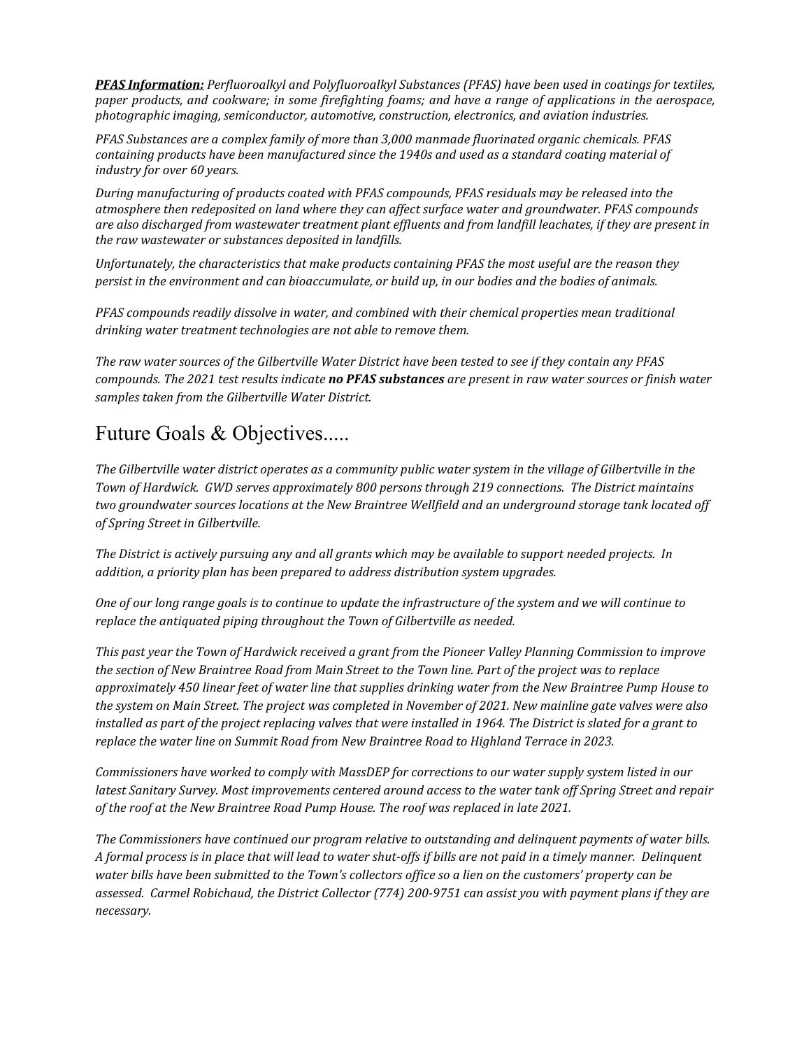***PFAS Information:*** *Perfluoroalkyl and Polyfluoroalkyl Substances (PFAS) have been used in coatings for textiles, paper products, and cookware; in some firefighting foams; and have a range of applications in the aerospace, photographic imaging, semiconductor, automotive, construction, electronics, and aviation industries.*

*PFAS Substances are a complex family of more than 3,000 manmade fluorinated organic chemicals. PFAS containing products have been manufactured since the 1940s and used as a standard coating material of industry for over 60 years.*

*During manufacturing of products coated with PFAS compounds, PFAS residuals may be released into the atmosphere then redeposited on land where they can affect surface water and groundwater. PFAS compounds are also discharged from wastewater treatment plant effluents and from landfill leachates, if they are present in the raw wastewater or substances deposited in landfills.*

*Unfortunately, the characteristics that make products containing PFAS the most useful are the reason they persist in the environment and can bioaccumulate, or build up, in our bodies and the bodies of animals.*

*PFAS compounds readily dissolve in water, and combined with their chemical properties mean traditional drinking water treatment technologies are not able to remove them.*

*The raw water sources of the Gilbertville Water District have been tested to see if they contain any PFAS compounds. The 2021 test results indicate* ***no PFAS substances*** *are present in raw water sources or finish water samples taken from the Gilbertville Water District.*

## Future Goals & Objectives.....

*The Gilbertville water district operates as a community public water system in the village of Gilbertville in the Town of Hardwick. GWD serves approximately 800 persons through 219 connections. The District maintains two groundwater sources locations at the New Braintree Wellfield and an underground storage tank located off of Spring Street in Gilbertville.*

*The District is actively pursuing any and all grants which may be available to support needed projects. In addition, a priority plan has been prepared to address distribution system upgrades.*

*One of our long range goals is to continue to update the infrastructure of the system and we will continue to replace the antiquated piping throughout the Town of Gilbertville as needed.*

*This past year the Town of Hardwick received a grant from the Pioneer Valley Planning Commission to improve the section of New Braintree Road from Main Street to the Town line. Part of the project was to replace approximately 450 linear feet of water line that supplies drinking water from the New Braintree Pump House to the system on Main Street. The project was completed in November of 2021. New mainline gate valves were also installed as part of the project replacing valves that were installed in 1964. The District is slated for a grant to replace the water line on Summit Road from New Braintree Road to Highland Terrace in 2023.*

*Commissioners have worked to comply with MassDEP for corrections to our water supply system listed in our latest Sanitary Survey. Most improvements centered around access to the water tank off Spring Street and repair of the roof at the New Braintree Road Pump House. The roof was replaced in late 2021.*

*The Commissioners have continued our program relative to outstanding and delinquent payments of water bills. A formal process is in place that will lead to water shut-offs if bills are not paid in a timely manner. Delinquent water bills have been submitted to the Town's collectors office so a lien on the customers' property can be assessed. Carmel Robichaud, the District Collector (774) 200-9751 can assist you with payment plans if they are necessary.*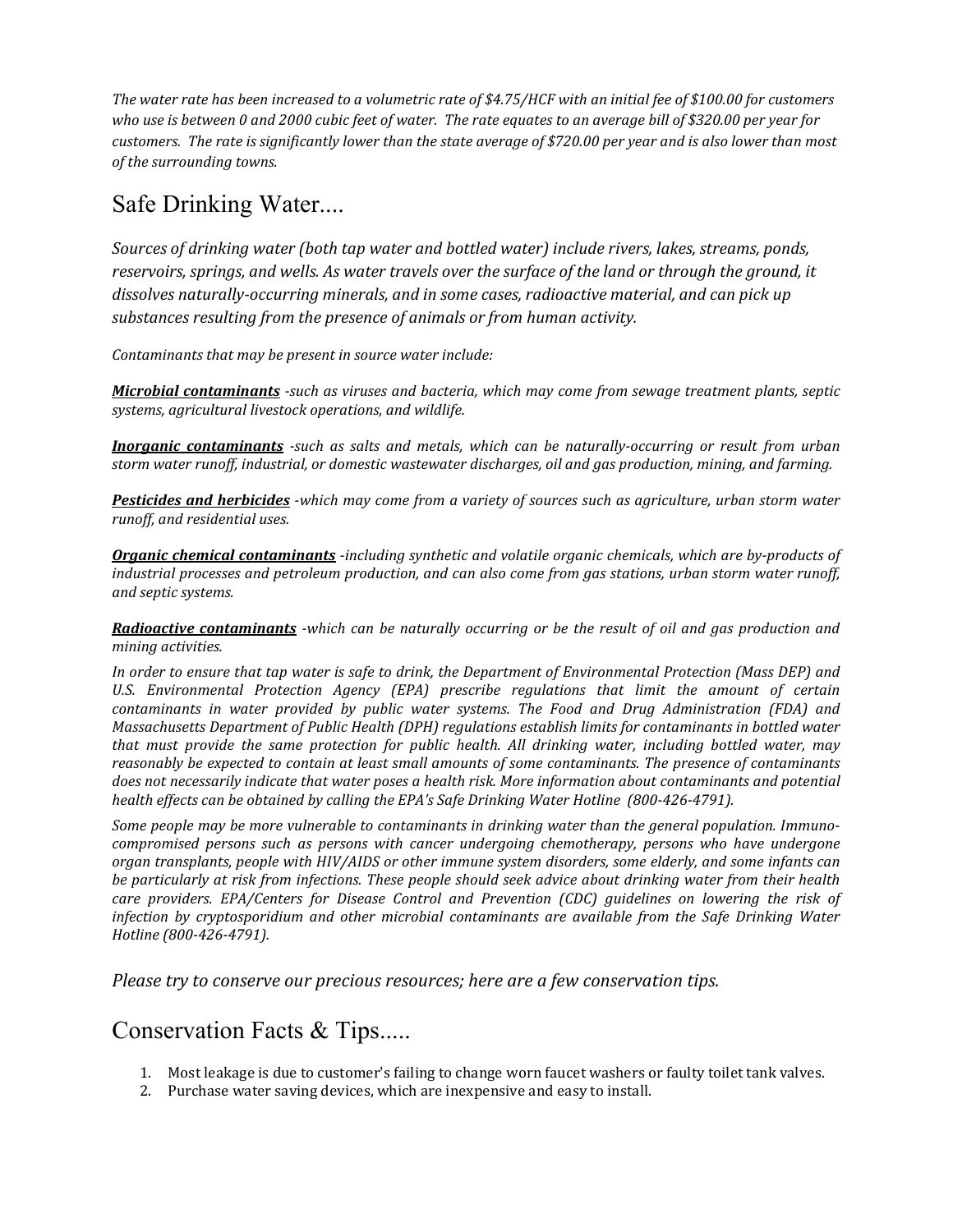*The water rate has been increased to a volumetric rate of $4.75/HCF with an initial fee of $100.00 for customers who use is between 0 and 2000 cubic feet of water. The rate equates to an average bill of $320.00 per year for customers. The rate is significantly lower than the state average of $720.00 per year and is also lower than most of the surrounding towns.*

## Safe Drinking Water....

*Sources of drinking water (both tap water and bottled water) include rivers, lakes, streams, ponds, reservoirs, springs, and wells. As water travels over the surface of the land or through the ground, it dissolves naturally-occurring minerals, and in some cases, radioactive material, and can pick up substances resulting from the presence of animals or from human activity.*

*Contaminants that may be present in source water include:*

***Microbial contaminants*** *-such as viruses and bacteria, which may come from sewage treatment plants, septic systems, agricultural livestock operations, and wildlife.*

***Inorganic contaminants*** *-such as salts and metals, which can be naturally-occurring or result from urban storm water runoff, industrial, or domestic wastewater discharges, oil and gas production, mining, and farming.*

***Pesticides and herbicides*** *-which may come from a variety of sources such as agriculture, urban storm water runoff, and residential uses.*

***Organic chemical contaminants*** *-including synthetic and volatile organic chemicals, which are by-products of industrial processes and petroleum production, and can also come from gas stations, urban storm water runoff, and septic systems.*

***Radioactive contaminants*** *-which can be naturally occurring or be the result of oil and gas production and mining activities.*

*In order to ensure that tap water is safe to drink, the Department of Environmental Protection (Mass DEP) and U.S. Environmental Protection Agency (EPA) prescribe regulations that limit the amount of certain contaminants in water provided by public water systems. The Food and Drug Administration (FDA) and Massachusetts Department of Public Health (DPH) regulations establish limits for contaminants in bottled water that must provide the same protection for public health. All drinking water, including bottled water, may reasonably be expected to contain at least small amounts of some contaminants. The presence of contaminants does not necessarily indicate that water poses a health risk. More information about contaminants and potential health effects can be obtained by calling the EPA's Safe Drinking Water Hotline (800-426-4791).*

*Some people may be more vulnerable to contaminants in drinking water than the general population. Immuno-compromised persons such as persons with cancer undergoing chemotherapy, persons who have undergone organ transplants, people with HIV/AIDS or other immune system disorders, some elderly, and some infants can be particularly at risk from infections. These people should seek advice about drinking water from their health care providers. EPA/Centers for Disease Control and Prevention (CDC) guidelines on lowering the risk of infection by cryptosporidium and other microbial contaminants are available from the Safe Drinking Water Hotline (800-426-4791).*

*Please try to conserve our precious resources; here are a few conservation tips.*

## Conservation Facts & Tips.....

1. Most leakage is due to customer's failing to change worn faucet washers or faulty toilet tank valves.
2. Purchase water saving devices, which are inexpensive and easy to install.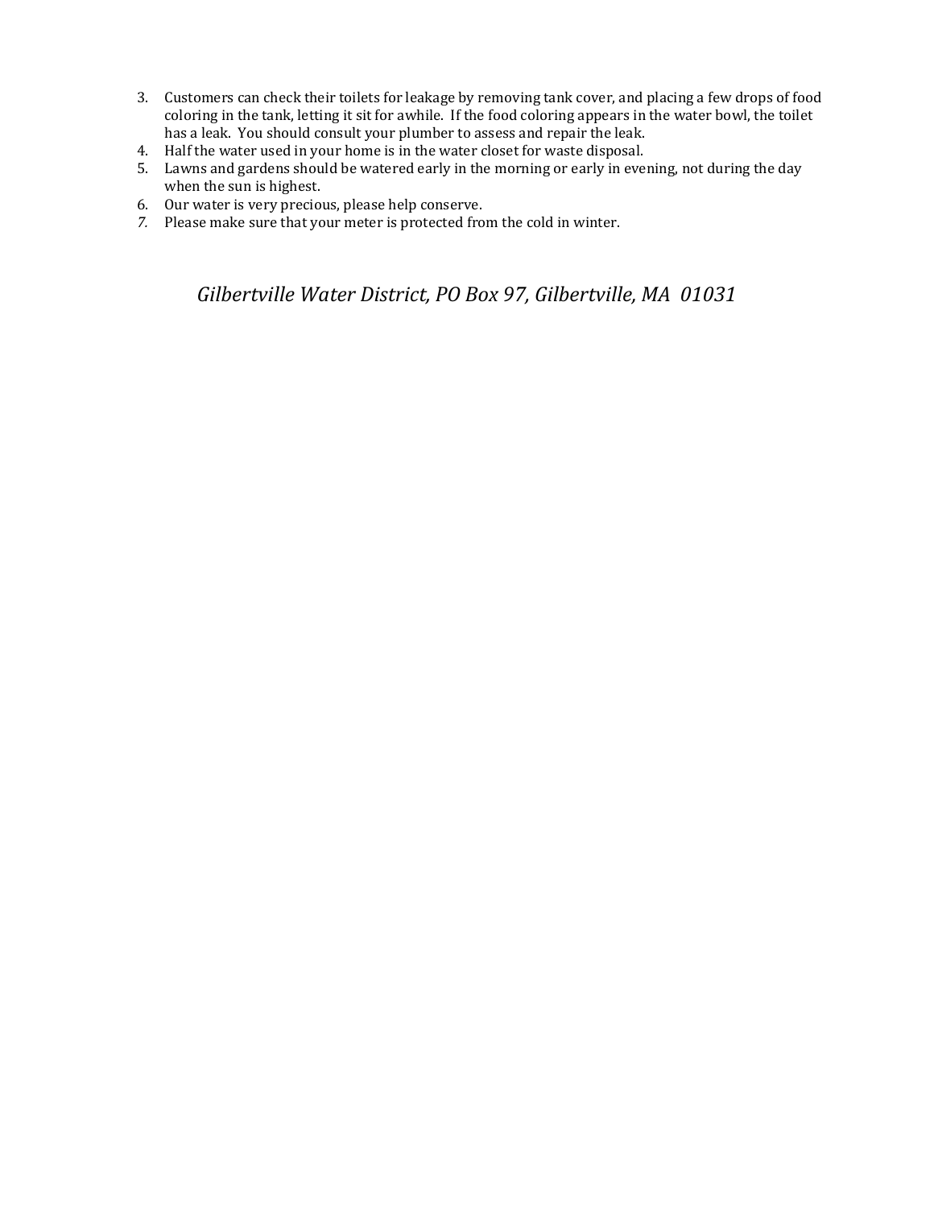3. Customers can check their toilets for leakage by removing tank cover, and placing a few drops of food coloring in the tank, letting it sit for awhile. If the food coloring appears in the water bowl, the toilet has a leak. You should consult your plumber to assess and repair the leak.
4. Half the water used in your home is in the water closet for waste disposal.
5. Lawns and gardens should be watered early in the morning or early in evening, not during the day when the sun is highest.
6. Our water is very precious, please help conserve.
7. Please make sure that your meter is protected from the cold in winter.

*Gilbertville Water District, PO Box 97, Gilbertville, MA 01031*